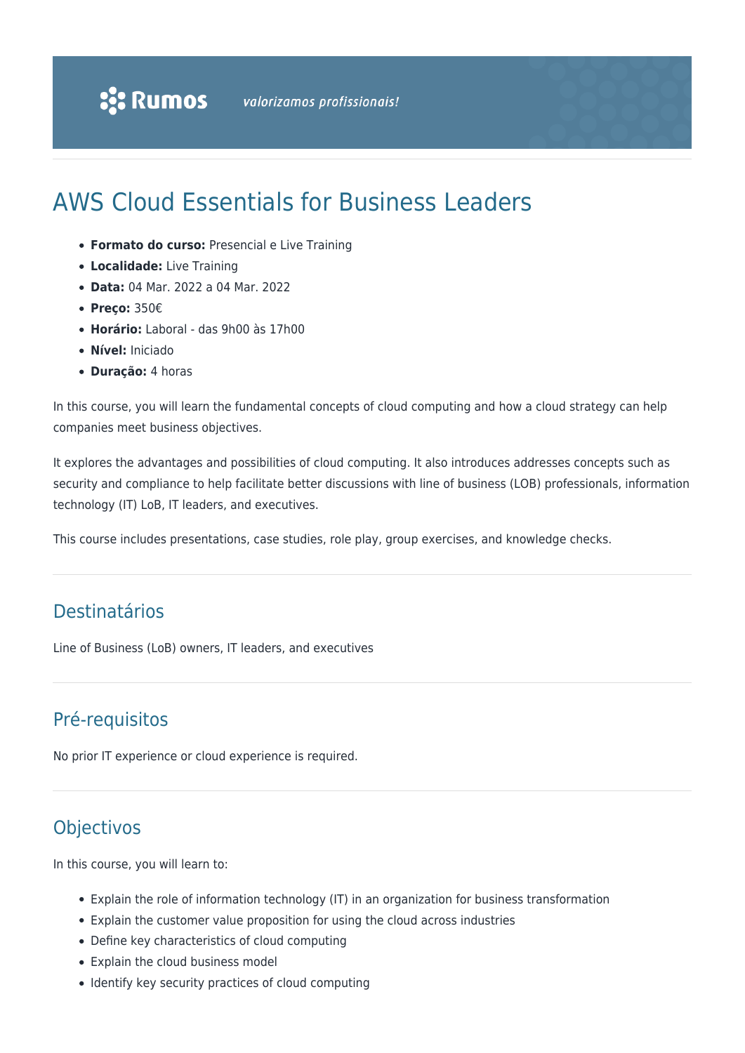# AWS Cloud Essentials for Business Leaders

- **Formato do curso:** Presencial e Live Training
- **Localidade:** Live Training
- **Data:** 04 Mar. 2022 a 04 Mar. 2022
- **Preço:** 350€
- **Horário:** Laboral - das 9h00 às 17h00
- **Nível:** Iniciado
- **Duração:** 4 horas

In this course, you will learn the fundamental concepts of cloud computing and how a cloud strategy can help companies meet business objectives.

It explores the advantages and possibilities of cloud computing. It also introduces addresses concepts such as security and compliance to help facilitate better discussions with line of business (LOB) professionals, information technology (IT) LoB, IT leaders, and executives.

This course includes presentations, case studies, role play, group exercises, and knowledge checks.

## Destinatários

Line of Business (LoB) owners, IT leaders, and executives

## Pré-requisitos

No prior IT experience or cloud experience is required.

## Objectivos

In this course, you will learn to:

- Explain the role of information technology (IT) in an organization for business transformation
- Explain the customer value proposition for using the cloud across industries
- Define key characteristics of cloud computing
- Explain the cloud business model
- Identify key security practices of cloud computing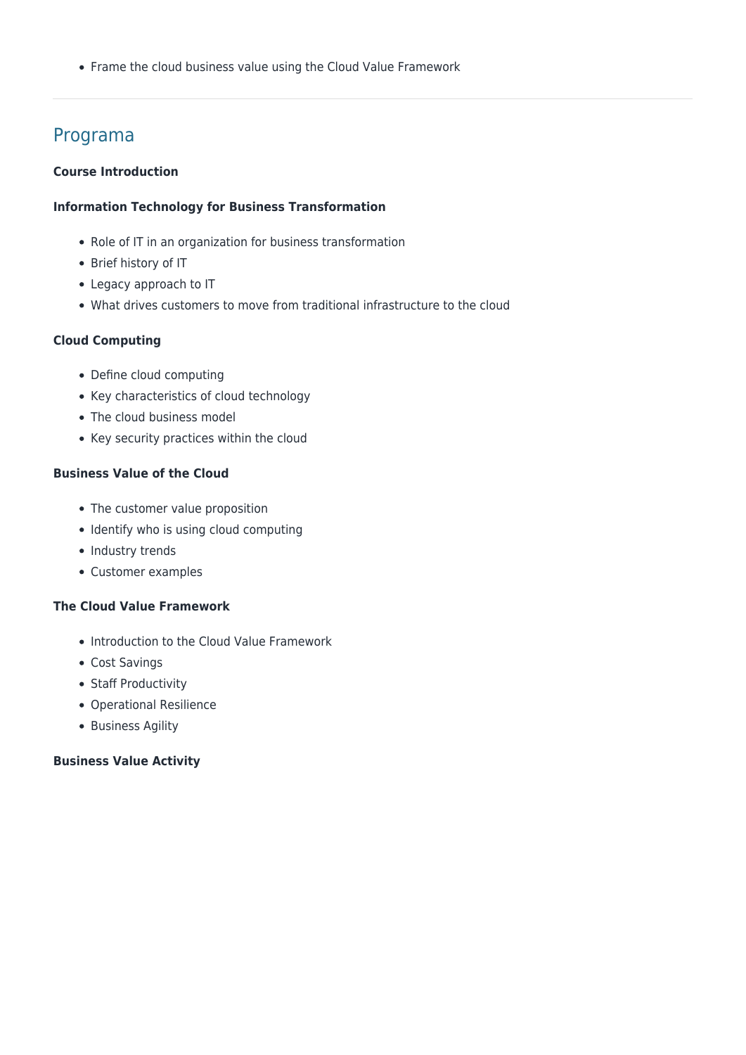- Frame the cloud business value using the Cloud Value Framework

---

## Programa

**Course Introduction**

**Information Technology for Business Transformation**

- Role of IT in an organization for business transformation
- Brief history of IT
- Legacy approach to IT
- What drives customers to move from traditional infrastructure to the cloud

**Cloud Computing**

- Define cloud computing
- Key characteristics of cloud technology
- The cloud business model
- Key security practices within the cloud

**Business Value of the Cloud**

- The customer value proposition
- Identify who is using cloud computing
- Industry trends
- Customer examples

**The Cloud Value Framework**

- Introduction to the Cloud Value Framework
- Cost Savings
- Staff Productivity
- Operational Resilience
- Business Agility

**Business Value Activity**